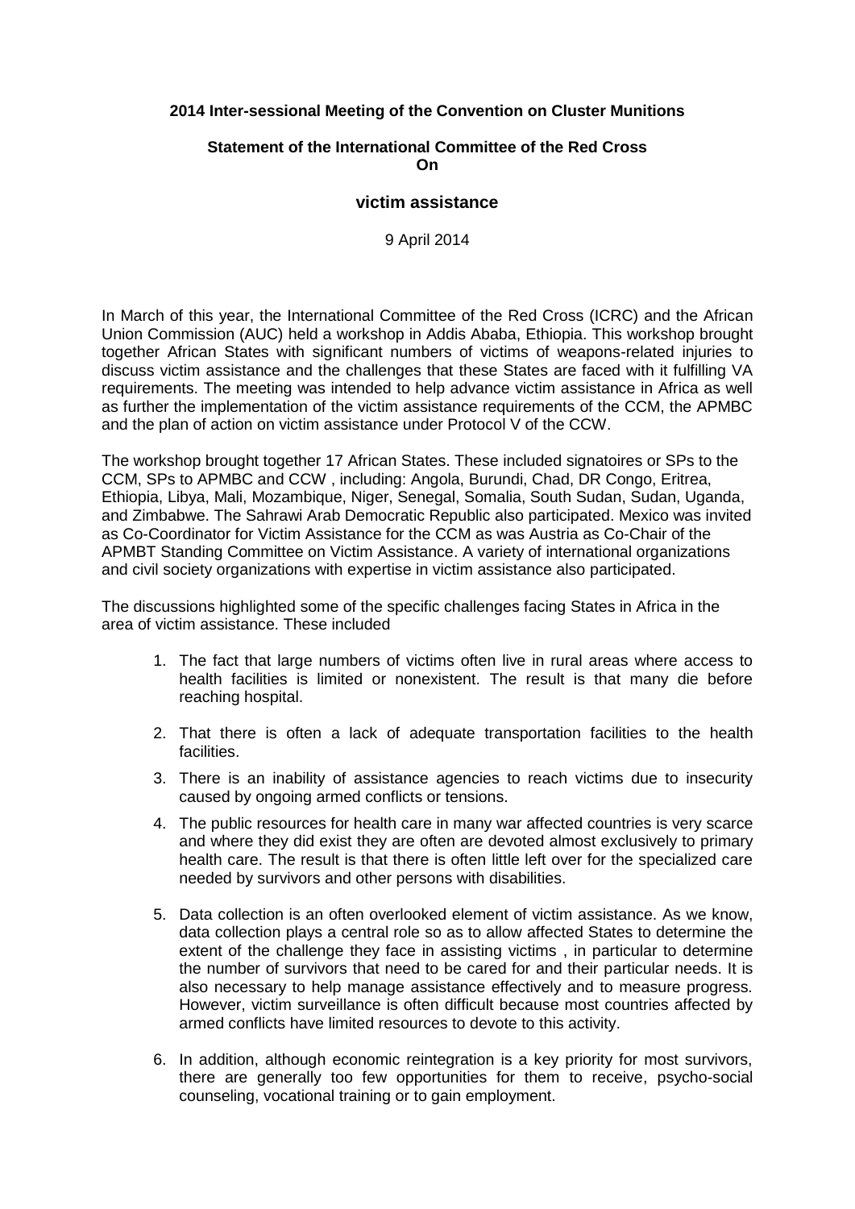**2014 Inter-sessional Meeting of the Convention on Cluster Munitions**

**Statement of the International Committee of the Red Cross**
**On**

**victim assistance**

9 April 2014

In March of this year, the International Committee of the Red Cross (ICRC) and the African Union Commission (AUC) held a workshop in Addis Ababa, Ethiopia. This workshop brought together African States with significant numbers of victims of weapons-related injuries to discuss victim assistance and the challenges that these States are faced with it fulfilling VA requirements. The meeting was intended to help advance victim assistance in Africa as well as further the implementation of the victim assistance requirements of the CCM, the APMBC and the plan of action on victim assistance under Protocol V of the CCW.

The workshop brought together 17 African States. These included signatoires or SPs to the CCM, SPs to APMBC and CCW , including: Angola, Burundi, Chad, DR Congo, Eritrea, Ethiopia, Libya, Mali, Mozambique, Niger, Senegal, Somalia, South Sudan, Sudan, Uganda, and Zimbabwe. The Sahrawi Arab Democratic Republic also participated. Mexico was invited as Co-Coordinator for Victim Assistance for the CCM as was Austria as Co-Chair of the APMBT Standing Committee on Victim Assistance. A variety of international organizations and civil society organizations with expertise in victim assistance also participated.

The discussions highlighted some of the specific challenges facing States in Africa in the area of victim assistance. These included

1. The fact that large numbers of victims often live in rural areas where access to health facilities is limited or nonexistent. The result is that many die before reaching hospital.

2. That there is often a lack of adequate transportation facilities to the health facilities.

3. There is an inability of assistance agencies to reach victims due to insecurity caused by ongoing armed conflicts or tensions.

4. The public resources for health care in many war affected countries is very scarce and where they did exist they are often are devoted almost exclusively to primary health care. The result is that there is often little left over for the specialized care needed by survivors and other persons with disabilities.

5. Data collection is an often overlooked element of victim assistance. As we know, data collection plays a central role so as to allow affected States to determine the extent of the challenge they face in assisting victims , in particular to determine the number of survivors that need to be cared for and their particular needs. It is also necessary to help manage assistance effectively and to measure progress. However, victim surveillance is often difficult because most countries affected by armed conflicts have limited resources to devote to this activity.

6. In addition, although economic reintegration is a key priority for most survivors, there are generally too few opportunities for them to receive, psycho-social counseling, vocational training or to gain employment.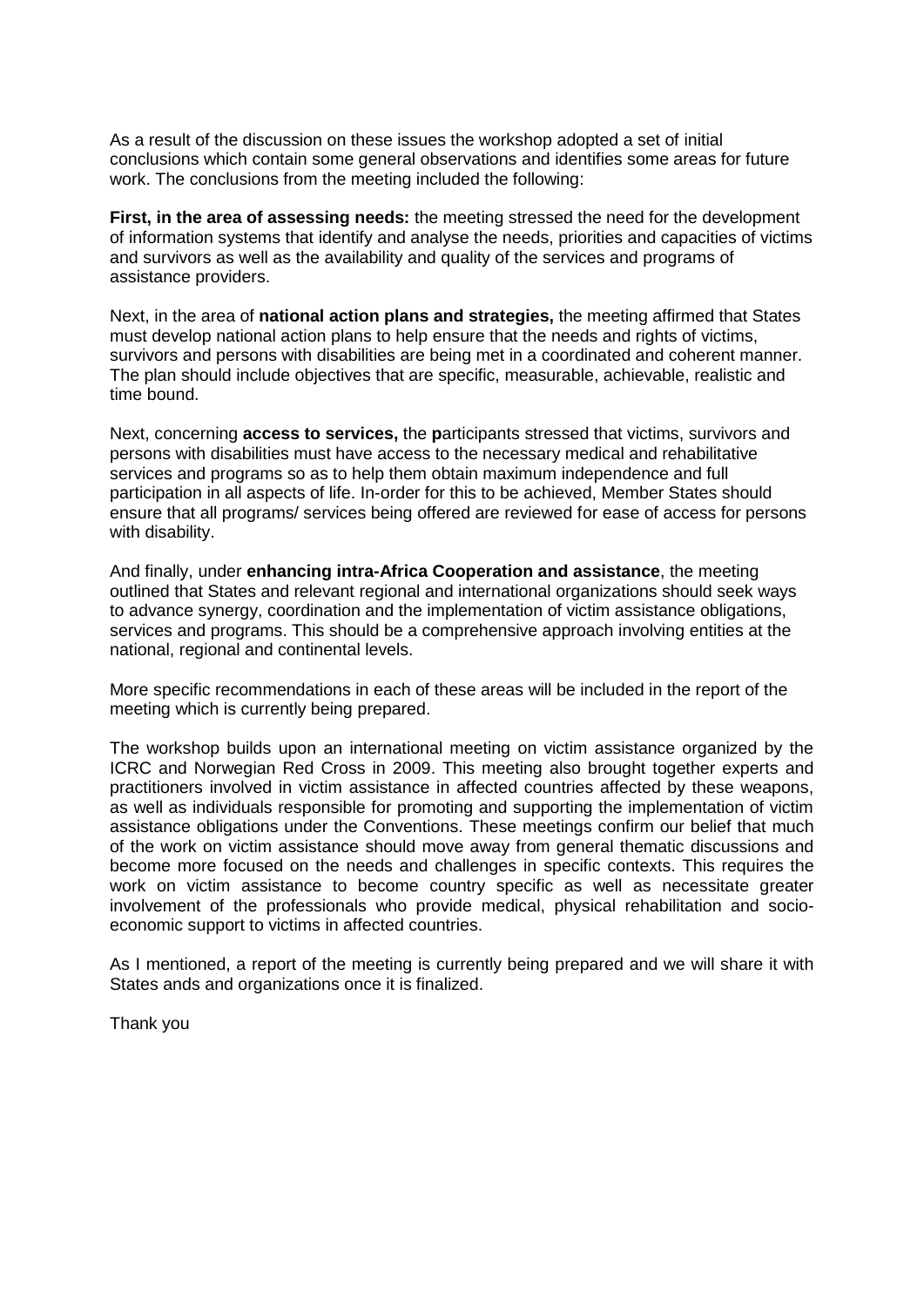As a result of the discussion on these issues the workshop adopted a set of initial conclusions which contain some general observations and identifies some areas for future work. The conclusions from the meeting included the following:

**First, in the area of assessing needs:** the meeting stressed the need for the development of information systems that identify and analyse the needs, priorities and capacities of victims and survivors as well as the availability and quality of the services and programs of assistance providers.

Next, in the area of **national action plans and strategies,** the meeting affirmed that States must develop national action plans to help ensure that the needs and rights of victims, survivors and persons with disabilities are being met in a coordinated and coherent manner. The plan should include objectives that are specific, measurable, achievable, realistic and time bound.

Next, concerning **access to services,** the **p**articipants stressed that victims, survivors and persons with disabilities must have access to the necessary medical and rehabilitative services and programs so as to help them obtain maximum independence and full participation in all aspects of life. In-order for this to be achieved, Member States should ensure that all programs/ services being offered are reviewed for ease of access for persons with disability.

And finally, under **enhancing intra-Africa Cooperation and assistance**, the meeting outlined that States and relevant regional and international organizations should seek ways to advance synergy, coordination and the implementation of victim assistance obligations, services and programs. This should be a comprehensive approach involving entities at the national, regional and continental levels.

More specific recommendations in each of these areas will be included in the report of the meeting which is currently being prepared.

The workshop builds upon an international meeting on victim assistance organized by the ICRC and Norwegian Red Cross in 2009. This meeting also brought together experts and practitioners involved in victim assistance in affected countries affected by these weapons, as well as individuals responsible for promoting and supporting the implementation of victim assistance obligations under the Conventions. These meetings confirm our belief that much of the work on victim assistance should move away from general thematic discussions and become more focused on the needs and challenges in specific contexts. This requires the work on victim assistance to become country specific as well as necessitate greater involvement of the professionals who provide medical, physical rehabilitation and socio-economic support to victims in affected countries.

As I mentioned, a report of the meeting is currently being prepared and we will share it with States ands and organizations once it is finalized.

Thank you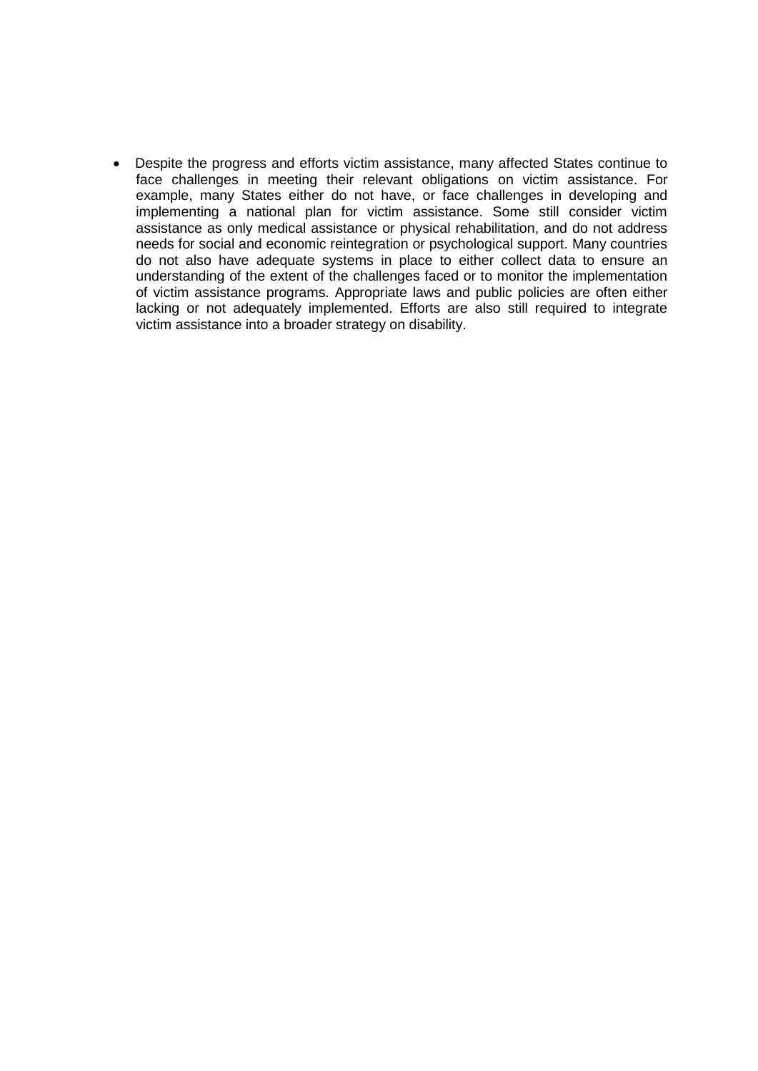- Despite the progress and efforts victim assistance, many affected States continue to face challenges in meeting their relevant obligations on victim assistance. For example, many States either do not have, or face challenges in developing and implementing a national plan for victim assistance. Some still consider victim assistance as only medical assistance or physical rehabilitation, and do not address needs for social and economic reintegration or psychological support. Many countries do not also have adequate systems in place to either collect data to ensure an understanding of the extent of the challenges faced or to monitor the implementation of victim assistance programs. Appropriate laws and public policies are often either lacking or not adequately implemented. Efforts are also still required to integrate victim assistance into a broader strategy on disability.